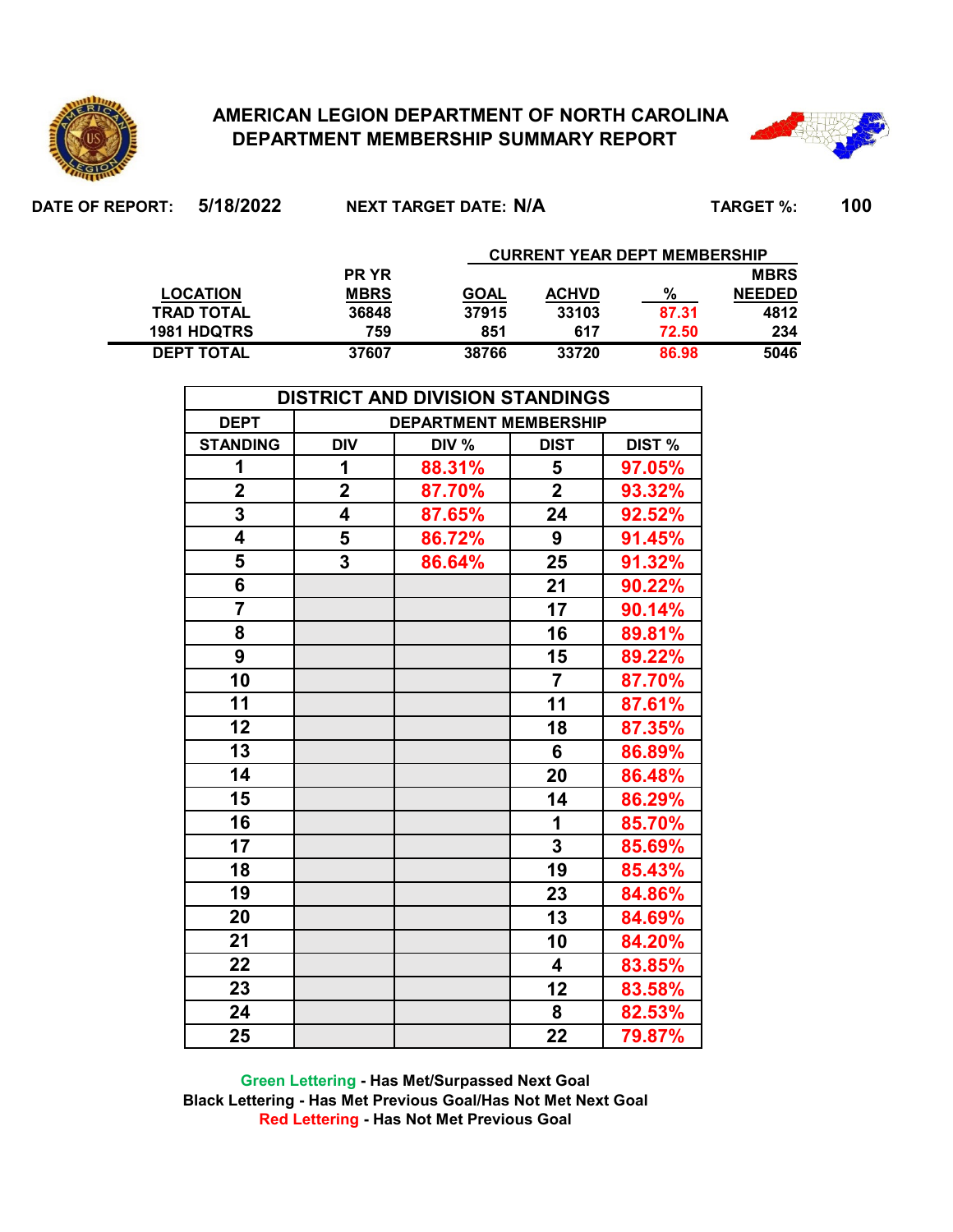# AMERICAN LEGION DEPARTMENT OF NORTH CAROLINA
## DEPARTMENT MEMBERSHIP SUMMARY REPORT

**DATE OF REPORT:** 5/18/2022 **NEXT TARGET DATE:** N/A **TARGET %:** 100

| | | CURRENT YEAR DEPT MEMBERSHIP | | | |
|---|---|---|---|---|---|
| LOCATION | PR YR MBRS | GOAL | ACHVD | % | MBRS NEEDED |
| TRAD TOTAL | 36848 | 37915 | 33103 | 87.31 | 4812 |
| 1981 HDQTRS | 759 | 851 | 617 | 72.50 | 234 |
| DEPT TOTAL | 37607 | 38766 | 33720 | 86.98 | 5046 |

| DISTRICT AND DIVISION STANDINGS | | | | |
|---|---|---|---|---|
| DEPT | DEPARTMENT MEMBERSHIP | | | |
| STANDING | DIV | DIV % | DIST | DIST % |
| 1 | 1 | 88.31% | 5 | 97.05% |
| 2 | 2 | 87.70% | 2 | 93.32% |
| 3 | 4 | 87.65% | 24 | 92.52% |
| 4 | 5 | 86.72% | 9 | 91.45% |
| 5 | 3 | 86.64% | 25 | 91.32% |
| 6 | | | 21 | 90.22% |
| 7 | | | 17 | 90.14% |
| 8 | | | 16 | 89.81% |
| 9 | | | 15 | 89.22% |
| 10 | | | 7 | 87.70% |
| 11 | | | 11 | 87.61% |
| 12 | | | 18 | 87.35% |
| 13 | | | 6 | 86.89% |
| 14 | | | 20 | 86.48% |
| 15 | | | 14 | 86.29% |
| 16 | | | 1 | 85.70% |
| 17 | | | 3 | 85.69% |
| 18 | | | 19 | 85.43% |
| 19 | | | 23 | 84.86% |
| 20 | | | 13 | 84.69% |
| 21 | | | 10 | 84.20% |
| 22 | | | 4 | 83.85% |
| 23 | | | 12 | 83.58% |
| 24 | | | 8 | 82.53% |
| 25 | | | 22 | 79.87% |

Green Lettering - Has Met/Surpassed Next Goal
Black Lettering - Has Met Previous Goal/Has Not Met Next Goal
Red Lettering - Has Not Met Previous Goal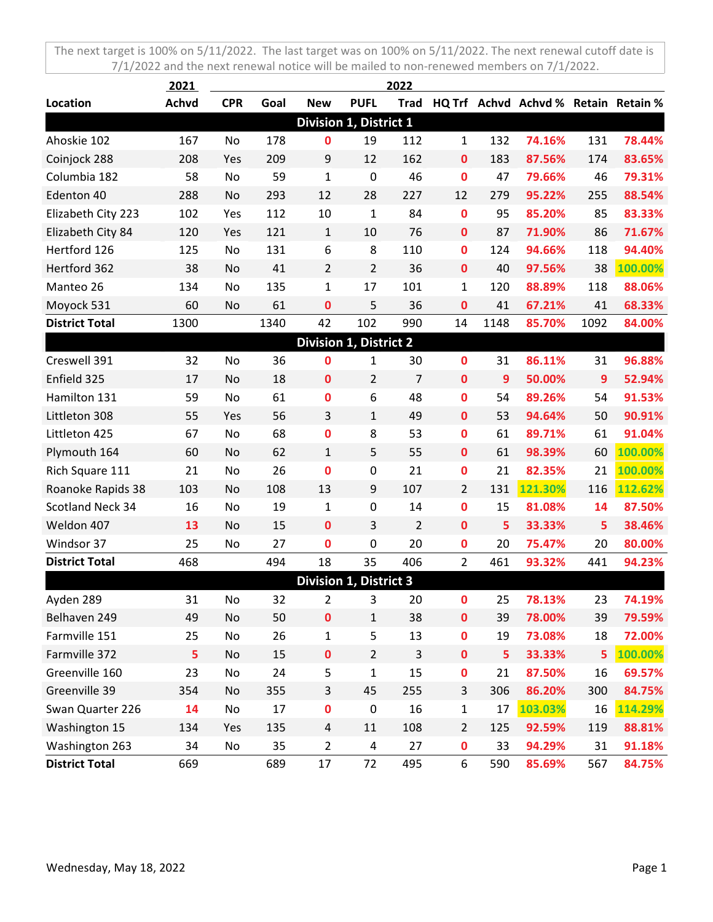The next target is 100% on 5/11/2022. The last target was on 100% on 5/11/2022. The next renewal cutoff date is 7/1/2022 and the next renewal notice will be mailed to non-renewed members on 7/1/2022.

| | 2021 | 2022 | | | | | | | | | |
|---|---|---|---|---|---|---|---|---|---|---|---|
| **Location** | **Achvd** | **CPR** | **Goal** | **New** | **PUFL** | **Trad** | **HQ Trf** | **Achvd** | **Achvd %** | **Retain** | **Retain %** |
| **Division 1, District 1** | | | | | | | | | | | |
| Ahoskie 102 | 167 | No | 178 | 0 | 19 | 112 | 1 | 132 | 74.16% | 131 | 78.44% |
| Coinjock 288 | 208 | Yes | 209 | 9 | 12 | 162 | 0 | 183 | 87.56% | 174 | 83.65% |
| Columbia 182 | 58 | No | 59 | 1 | 0 | 46 | 0 | 47 | 79.66% | 46 | 79.31% |
| Edenton 40 | 288 | No | 293 | 12 | 28 | 227 | 12 | 279 | 95.22% | 255 | 88.54% |
| Elizabeth City 223 | 102 | Yes | 112 | 10 | 1 | 84 | 0 | 95 | 85.20% | 85 | 83.33% |
| Elizabeth City 84 | 120 | Yes | 121 | 1 | 10 | 76 | 0 | 87 | 71.90% | 86 | 71.67% |
| Hertford 126 | 125 | No | 131 | 6 | 8 | 110 | 0 | 124 | 94.66% | 118 | 94.40% |
| Hertford 362 | 38 | No | 41 | 2 | 2 | 36 | 0 | 40 | 97.56% | 38 | 100.00% |
| Manteo 26 | 134 | No | 135 | 1 | 17 | 101 | 1 | 120 | 88.89% | 118 | 88.06% |
| Moyock 531 | 60 | No | 61 | 0 | 5 | 36 | 0 | 41 | 67.21% | 41 | 68.33% |
| **District Total** | 1300 | | 1340 | 42 | 102 | 990 | 14 | 1148 | 85.70% | 1092 | 84.00% |
| **Division 1, District 2** | | | | | | | | | | | |
| Creswell 391 | 32 | No | 36 | 0 | 1 | 30 | 0 | 31 | 86.11% | 31 | 96.88% |
| Enfield 325 | 17 | No | 18 | 0 | 2 | 7 | 0 | 9 | 50.00% | 9 | 52.94% |
| Hamilton 131 | 59 | No | 61 | 0 | 6 | 48 | 0 | 54 | 89.26% | 54 | 91.53% |
| Littleton 308 | 55 | Yes | 56 | 3 | 1 | 49 | 0 | 53 | 94.64% | 50 | 90.91% |
| Littleton 425 | 67 | No | 68 | 0 | 8 | 53 | 0 | 61 | 89.71% | 61 | 91.04% |
| Plymouth 164 | 60 | No | 62 | 1 | 5 | 55 | 0 | 61 | 98.39% | 60 | 100.00% |
| Rich Square 111 | 21 | No | 26 | 0 | 0 | 21 | 0 | 21 | 82.35% | 21 | 100.00% |
| Roanoke Rapids 38 | 103 | No | 108 | 13 | 9 | 107 | 2 | 131 | 121.30% | 116 | 112.62% |
| Scotland Neck 34 | 16 | No | 19 | 1 | 0 | 14 | 0 | 15 | 81.08% | 14 | 87.50% |
| Weldon 407 | 13 | No | 15 | 0 | 3 | 2 | 0 | 5 | 33.33% | 5 | 38.46% |
| Windsor 37 | 25 | No | 27 | 0 | 0 | 20 | 0 | 20 | 75.47% | 20 | 80.00% |
| **District Total** | 468 | | 494 | 18 | 35 | 406 | 2 | 461 | 93.32% | 441 | 94.23% |
| **Division 1, District 3** | | | | | | | | | | | |
| Ayden 289 | 31 | No | 32 | 2 | 3 | 20 | 0 | 25 | 78.13% | 23 | 74.19% |
| Belhaven 249 | 49 | No | 50 | 0 | 1 | 38 | 0 | 39 | 78.00% | 39 | 79.59% |
| Farmville 151 | 25 | No | 26 | 1 | 5 | 13 | 0 | 19 | 73.08% | 18 | 72.00% |
| Farmville 372 | 5 | No | 15 | 0 | 2 | 3 | 0 | 5 | 33.33% | 5 | 100.00% |
| Greenville 160 | 23 | No | 24 | 5 | 1 | 15 | 0 | 21 | 87.50% | 16 | 69.57% |
| Greenville 39 | 354 | No | 355 | 3 | 45 | 255 | 3 | 306 | 86.20% | 300 | 84.75% |
| Swan Quarter 226 | 14 | No | 17 | 0 | 0 | 16 | 1 | 17 | 103.03% | 16 | 114.29% |
| Washington 15 | 134 | Yes | 135 | 4 | 11 | 108 | 2 | 125 | 92.59% | 119 | 88.81% |
| Washington 263 | 34 | No | 35 | 2 | 4 | 27 | 0 | 33 | 94.29% | 31 | 91.18% |
| **District Total** | 669 | | 689 | 17 | 72 | 495 | 6 | 590 | 85.69% | 567 | 84.75% |

Wednesday, May 18, 2022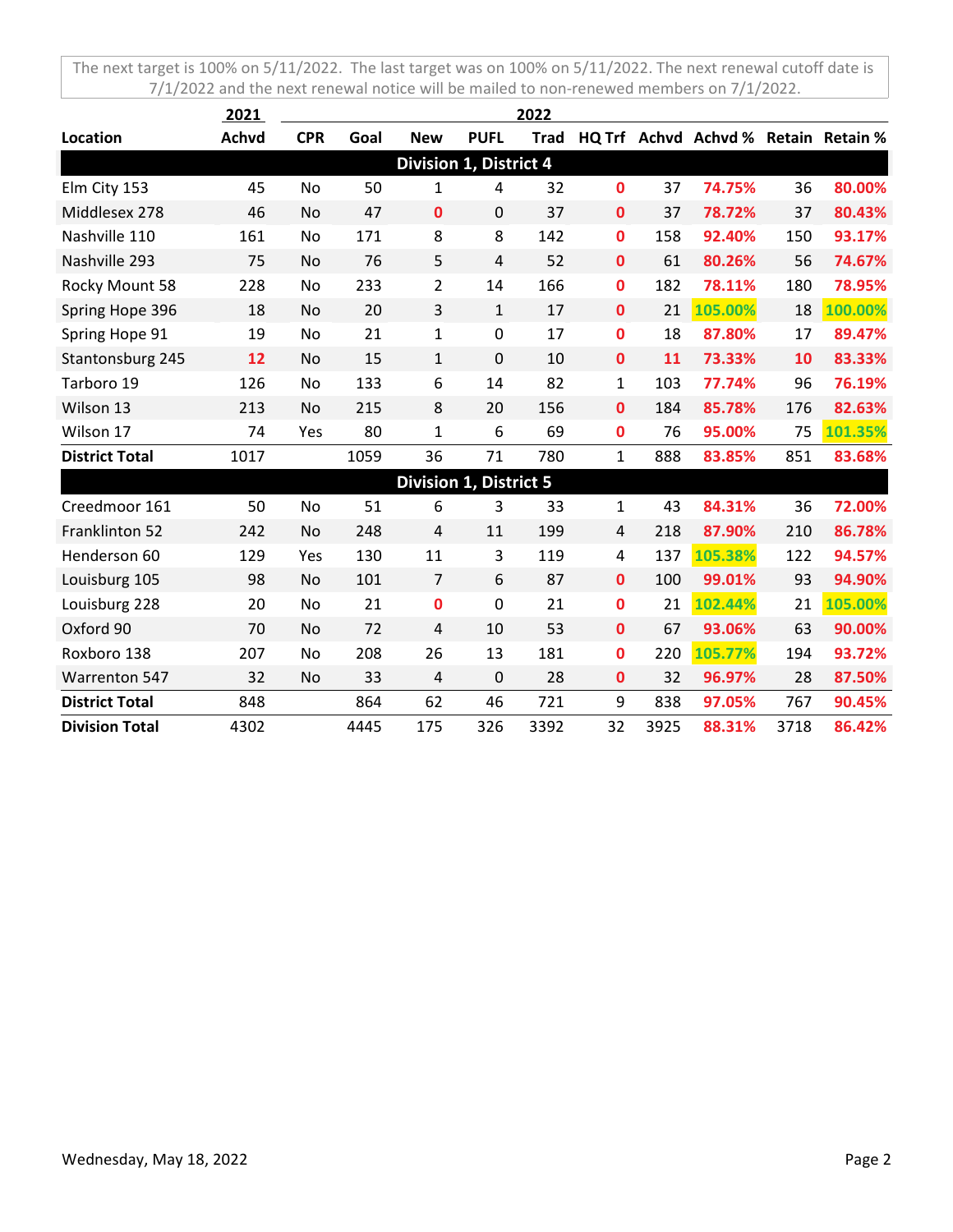The next target is 100% on 5/11/2022. The last target was on 100% on 5/11/2022. The next renewal cutoff date is 7/1/2022 and the next renewal notice will be mailed to non-renewed members on 7/1/2022.

| | 2021 | 2022 | | | | | | | | | |
|---|---|---|---|---|---|---|---|---|---|---|---|
| **Location** | **Achvd** | **CPR** | **Goal** | **New** | **PUFL** | **Trad** | **HQ Trf** | **Achvd** | **Achvd %** | **Retain** | **Retain %** |
| **Division 1, District 4** | | | | | | | | | | | |
| Elm City 153 | 45 | No | 50 | 1 | 4 | 32 | 0 | 37 | 74.75% | 36 | 80.00% |
| Middlesex 278 | 46 | No | 47 | 0 | 0 | 37 | 0 | 37 | 78.72% | 37 | 80.43% |
| Nashville 110 | 161 | No | 171 | 8 | 8 | 142 | 0 | 158 | 92.40% | 150 | 93.17% |
| Nashville 293 | 75 | No | 76 | 5 | 4 | 52 | 0 | 61 | 80.26% | 56 | 74.67% |
| Rocky Mount 58 | 228 | No | 233 | 2 | 14 | 166 | 0 | 182 | 78.11% | 180 | 78.95% |
| Spring Hope 396 | 18 | No | 20 | 3 | 1 | 17 | 0 | 21 | 105.00% | 18 | 100.00% |
| Spring Hope 91 | 19 | No | 21 | 1 | 0 | 17 | 0 | 18 | 87.80% | 17 | 89.47% |
| Stantonsburg 245 | 12 | No | 15 | 1 | 0 | 10 | 0 | 11 | 73.33% | 10 | 83.33% |
| Tarboro 19 | 126 | No | 133 | 6 | 14 | 82 | 1 | 103 | 77.74% | 96 | 76.19% |
| Wilson 13 | 213 | No | 215 | 8 | 20 | 156 | 0 | 184 | 85.78% | 176 | 82.63% |
| Wilson 17 | 74 | Yes | 80 | 1 | 6 | 69 | 0 | 76 | 95.00% | 75 | 101.35% |
| **District Total** | 1017 | | 1059 | 36 | 71 | 780 | 1 | 888 | 83.85% | 851 | 83.68% |
| **Division 1, District 5** | | | | | | | | | | | |
| Creedmoor 161 | 50 | No | 51 | 6 | 3 | 33 | 1 | 43 | 84.31% | 36 | 72.00% |
| Franklinton 52 | 242 | No | 248 | 4 | 11 | 199 | 4 | 218 | 87.90% | 210 | 86.78% |
| Henderson 60 | 129 | Yes | 130 | 11 | 3 | 119 | 4 | 137 | 105.38% | 122 | 94.57% |
| Louisburg 105 | 98 | No | 101 | 7 | 6 | 87 | 0 | 100 | 99.01% | 93 | 94.90% |
| Louisburg 228 | 20 | No | 21 | 0 | 0 | 21 | 0 | 21 | 102.44% | 21 | 105.00% |
| Oxford 90 | 70 | No | 72 | 4 | 10 | 53 | 0 | 67 | 93.06% | 63 | 90.00% |
| Roxboro 138 | 207 | No | 208 | 26 | 13 | 181 | 0 | 220 | 105.77% | 194 | 93.72% |
| Warrenton 547 | 32 | No | 33 | 4 | 0 | 28 | 0 | 32 | 96.97% | 28 | 87.50% |
| **District Total** | 848 | | 864 | 62 | 46 | 721 | 9 | 838 | 97.05% | 767 | 90.45% |
| **Division Total** | 4302 | | 4445 | 175 | 326 | 3392 | 32 | 3925 | 88.31% | 3718 | 86.42% |

Wednesday, May 18, 2022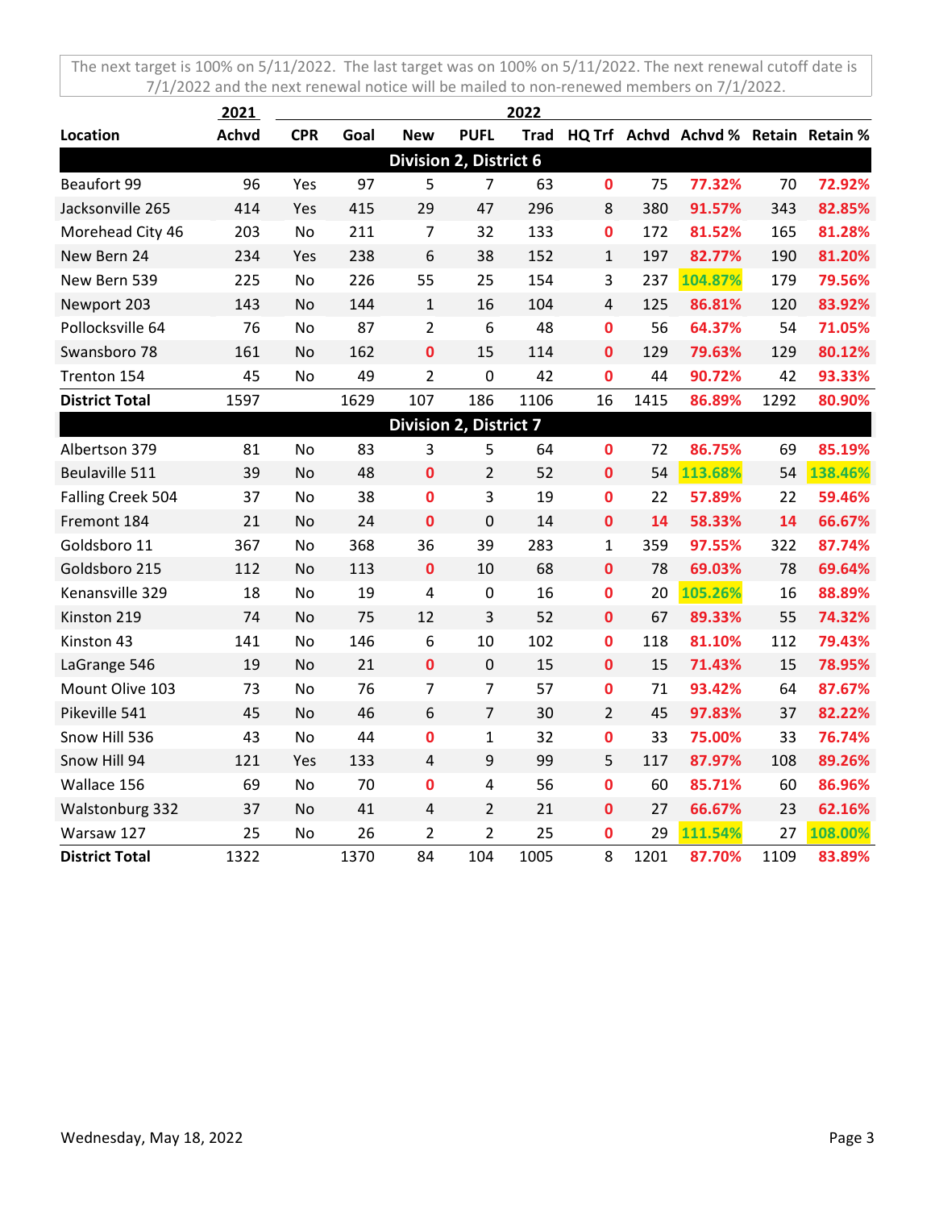The next target is 100% on 5/11/2022. The last target was on 100% on 5/11/2022. The next renewal cutoff date is 7/1/2022 and the next renewal notice will be mailed to non-renewed members on 7/1/2022.

| | 2021 | 2022 | | | | | | | | | |
|---|---|---|---|---|---|---|---|---|---|---|---|
| **Location** | **Achvd** | **CPR** | **Goal** | **New** | **PUFL** | **Trad** | **HQ Trf** | **Achvd** | **Achvd %** | **Retain** | **Retain %** |
| **Division 2, District 6** | | | | | | | | | | | |
| Beaufort 99 | 96 | Yes | 97 | 5 | 7 | 63 | 0 | 75 | 77.32% | 70 | 72.92% |
| Jacksonville 265 | 414 | Yes | 415 | 29 | 47 | 296 | 8 | 380 | 91.57% | 343 | 82.85% |
| Morehead City 46 | 203 | No | 211 | 7 | 32 | 133 | 0 | 172 | 81.52% | 165 | 81.28% |
| New Bern 24 | 234 | Yes | 238 | 6 | 38 | 152 | 1 | 197 | 82.77% | 190 | 81.20% |
| New Bern 539 | 225 | No | 226 | 55 | 25 | 154 | 3 | 237 | 104.87% | 179 | 79.56% |
| Newport 203 | 143 | No | 144 | 1 | 16 | 104 | 4 | 125 | 86.81% | 120 | 83.92% |
| Pollocksville 64 | 76 | No | 87 | 2 | 6 | 48 | 0 | 56 | 64.37% | 54 | 71.05% |
| Swansboro 78 | 161 | No | 162 | 0 | 15 | 114 | 0 | 129 | 79.63% | 129 | 80.12% |
| Trenton 154 | 45 | No | 49 | 2 | 0 | 42 | 0 | 44 | 90.72% | 42 | 93.33% |
| **District Total** | 1597 | | 1629 | 107 | 186 | 1106 | 16 | 1415 | 86.89% | 1292 | 80.90% |
| **Division 2, District 7** | | | | | | | | | | | |
| Albertson 379 | 81 | No | 83 | 3 | 5 | 64 | 0 | 72 | 86.75% | 69 | 85.19% |
| Beulaville 511 | 39 | No | 48 | 0 | 2 | 52 | 0 | 54 | 113.68% | 54 | 138.46% |
| Falling Creek 504 | 37 | No | 38 | 0 | 3 | 19 | 0 | 22 | 57.89% | 22 | 59.46% |
| Fremont 184 | 21 | No | 24 | 0 | 0 | 14 | 0 | 14 | 58.33% | 14 | 66.67% |
| Goldsboro 11 | 367 | No | 368 | 36 | 39 | 283 | 1 | 359 | 97.55% | 322 | 87.74% |
| Goldsboro 215 | 112 | No | 113 | 0 | 10 | 68 | 0 | 78 | 69.03% | 78 | 69.64% |
| Kenansville 329 | 18 | No | 19 | 4 | 0 | 16 | 0 | 20 | 105.26% | 16 | 88.89% |
| Kinston 219 | 74 | No | 75 | 12 | 3 | 52 | 0 | 67 | 89.33% | 55 | 74.32% |
| Kinston 43 | 141 | No | 146 | 6 | 10 | 102 | 0 | 118 | 81.10% | 112 | 79.43% |
| LaGrange 546 | 19 | No | 21 | 0 | 0 | 15 | 0 | 15 | 71.43% | 15 | 78.95% |
| Mount Olive 103 | 73 | No | 76 | 7 | 7 | 57 | 0 | 71 | 93.42% | 64 | 87.67% |
| Pikeville 541 | 45 | No | 46 | 6 | 7 | 30 | 2 | 45 | 97.83% | 37 | 82.22% |
| Snow Hill 536 | 43 | No | 44 | 0 | 1 | 32 | 0 | 33 | 75.00% | 33 | 76.74% |
| Snow Hill 94 | 121 | Yes | 133 | 4 | 9 | 99 | 5 | 117 | 87.97% | 108 | 89.26% |
| Wallace 156 | 69 | No | 70 | 0 | 4 | 56 | 0 | 60 | 85.71% | 60 | 86.96% |
| Walstonburg 332 | 37 | No | 41 | 4 | 2 | 21 | 0 | 27 | 66.67% | 23 | 62.16% |
| Warsaw 127 | 25 | No | 26 | 2 | 2 | 25 | 0 | 29 | 111.54% | 27 | 108.00% |
| **District Total** | 1322 | | 1370 | 84 | 104 | 1005 | 8 | 1201 | 87.70% | 1109 | 83.89% |

Wednesday, May 18, 2022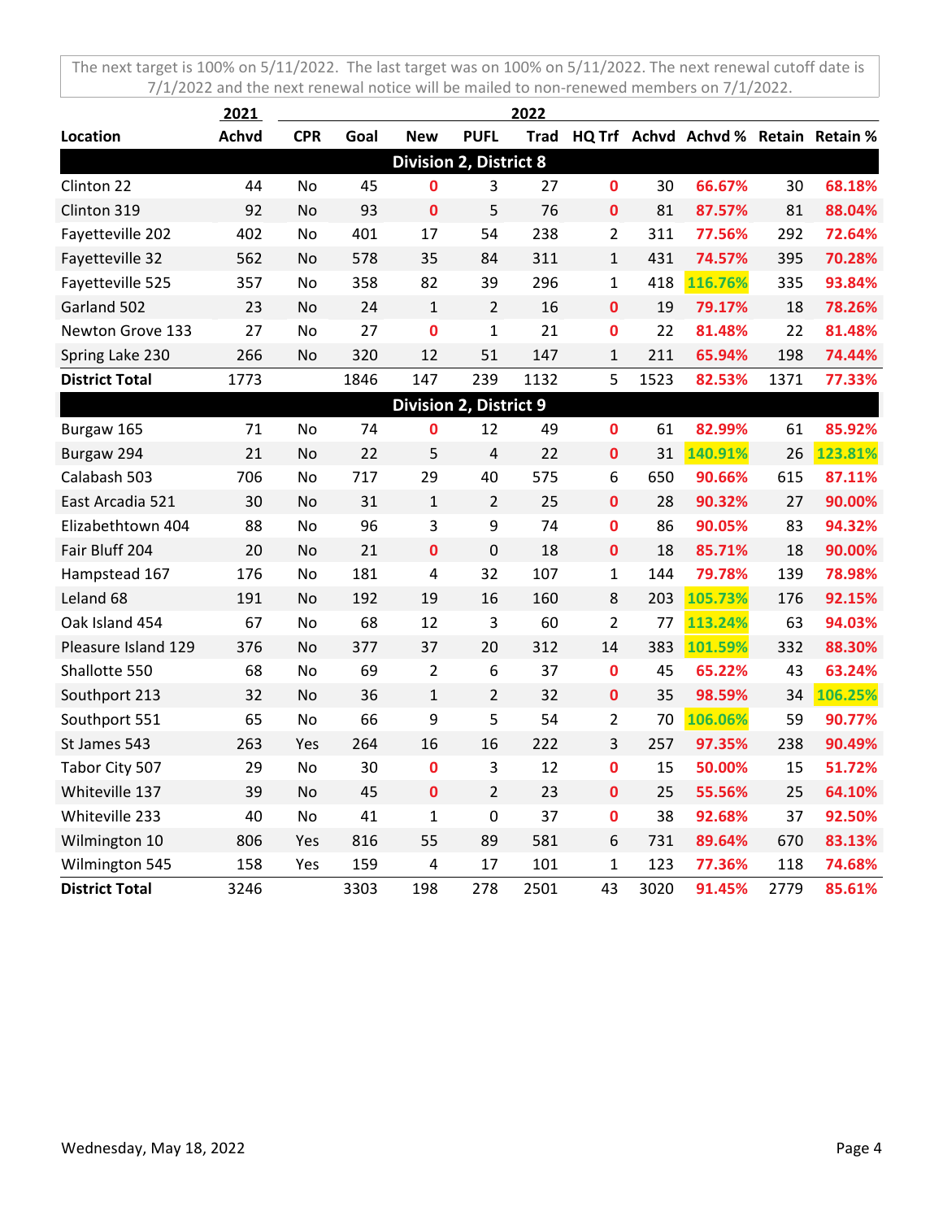The next target is 100% on 5/11/2022. The last target was on 100% on 5/11/2022. The next renewal cutoff date is 7/1/2022 and the next renewal notice will be mailed to non-renewed members on 7/1/2022.

| | 2021 | 2022 | | | | | | | | | |
|---|---|---|---|---|---|---|---|---|---|---|---|
| **Location** | **Achvd** | **CPR** | **Goal** | **New** | **PUFL** | **Trad** | **HQ Trf** | **Achvd** | **Achvd %** | **Retain** | **Retain %** |
| **Division 2, District 8** | | | | | | | | | | | |
| Clinton 22 | 44 | No | 45 | 0 | 3 | 27 | 0 | 30 | 66.67% | 30 | 68.18% |
| Clinton 319 | 92 | No | 93 | 0 | 5 | 76 | 0 | 81 | 87.57% | 81 | 88.04% |
| Fayetteville 202 | 402 | No | 401 | 17 | 54 | 238 | 2 | 311 | 77.56% | 292 | 72.64% |
| Fayetteville 32 | 562 | No | 578 | 35 | 84 | 311 | 1 | 431 | 74.57% | 395 | 70.28% |
| Fayetteville 525 | 357 | No | 358 | 82 | 39 | 296 | 1 | 418 | 116.76% | 335 | 93.84% |
| Garland 502 | 23 | No | 24 | 1 | 2 | 16 | 0 | 19 | 79.17% | 18 | 78.26% |
| Newton Grove 133 | 27 | No | 27 | 0 | 1 | 21 | 0 | 22 | 81.48% | 22 | 81.48% |
| Spring Lake 230 | 266 | No | 320 | 12 | 51 | 147 | 1 | 211 | 65.94% | 198 | 74.44% |
| **District Total** | 1773 | | 1846 | 147 | 239 | 1132 | 5 | 1523 | 82.53% | 1371 | 77.33% |
| **Division 2, District 9** | | | | | | | | | | | |
| Burgaw 165 | 71 | No | 74 | 0 | 12 | 49 | 0 | 61 | 82.99% | 61 | 85.92% |
| Burgaw 294 | 21 | No | 22 | 5 | 4 | 22 | 0 | 31 | 140.91% | 26 | 123.81% |
| Calabash 503 | 706 | No | 717 | 29 | 40 | 575 | 6 | 650 | 90.66% | 615 | 87.11% |
| East Arcadia 521 | 30 | No | 31 | 1 | 2 | 25 | 0 | 28 | 90.32% | 27 | 90.00% |
| Elizabethtown 404 | 88 | No | 96 | 3 | 9 | 74 | 0 | 86 | 90.05% | 83 | 94.32% |
| Fair Bluff 204 | 20 | No | 21 | 0 | 0 | 18 | 0 | 18 | 85.71% | 18 | 90.00% |
| Hampstead 167 | 176 | No | 181 | 4 | 32 | 107 | 1 | 144 | 79.78% | 139 | 78.98% |
| Leland 68 | 191 | No | 192 | 19 | 16 | 160 | 8 | 203 | 105.73% | 176 | 92.15% |
| Oak Island 454 | 67 | No | 68 | 12 | 3 | 60 | 2 | 77 | 113.24% | 63 | 94.03% |
| Pleasure Island 129 | 376 | No | 377 | 37 | 20 | 312 | 14 | 383 | 101.59% | 332 | 88.30% |
| Shallotte 550 | 68 | No | 69 | 2 | 6 | 37 | 0 | 45 | 65.22% | 43 | 63.24% |
| Southport 213 | 32 | No | 36 | 1 | 2 | 32 | 0 | 35 | 98.59% | 34 | 106.25% |
| Southport 551 | 65 | No | 66 | 9 | 5 | 54 | 2 | 70 | 106.06% | 59 | 90.77% |
| St James 543 | 263 | Yes | 264 | 16 | 16 | 222 | 3 | 257 | 97.35% | 238 | 90.49% |
| Tabor City 507 | 29 | No | 30 | 0 | 3 | 12 | 0 | 15 | 50.00% | 15 | 51.72% |
| Whiteville 137 | 39 | No | 45 | 0 | 2 | 23 | 0 | 25 | 55.56% | 25 | 64.10% |
| Whiteville 233 | 40 | No | 41 | 1 | 0 | 37 | 0 | 38 | 92.68% | 37 | 92.50% |
| Wilmington 10 | 806 | Yes | 816 | 55 | 89 | 581 | 6 | 731 | 89.64% | 670 | 83.13% |
| Wilmington 545 | 158 | Yes | 159 | 4 | 17 | 101 | 1 | 123 | 77.36% | 118 | 74.68% |
| **District Total** | 3246 | | 3303 | 198 | 278 | 2501 | 43 | 3020 | 91.45% | 2779 | 85.61% |

Wednesday, May 18, 2022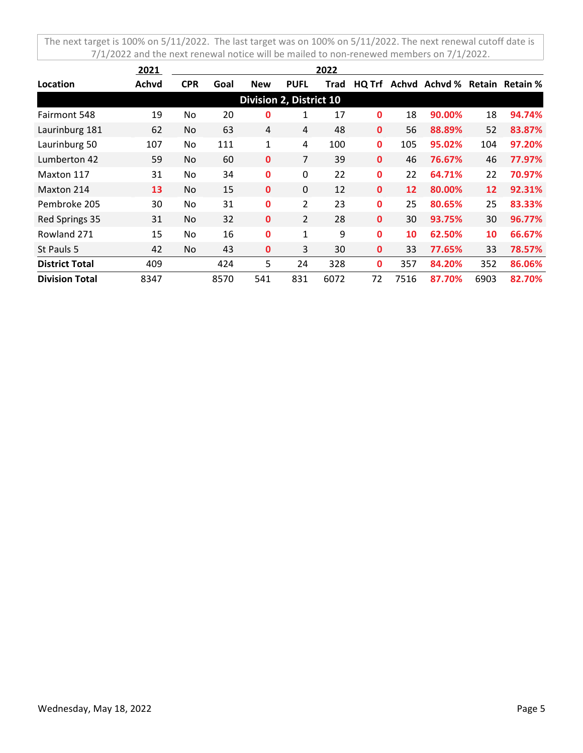The next target is 100% on 5/11/2022. The last target was on 100% on 5/11/2022. The next renewal cutoff date is 7/1/2022 and the next renewal notice will be mailed to non-renewed members on 7/1/2022.

| | 2021 | 2022 | | | | | | | | | |
|---|---|---|---|---|---|---|---|---|---|---|---|
| **Location** | **Achvd** | **CPR** | **Goal** | **New** | **PUFL** | **Trad** | **HQ Trf** | **Achvd** | **Achvd %** | **Retain** | **Retain %** |
| **Division 2, District 10** | | | | | | | | | | | |
| Fairmont 548 | 19 | No | 20 | 0 | 1 | 17 | 0 | 18 | 90.00% | 18 | 94.74% |
| Laurinburg 181 | 62 | No | 63 | 4 | 4 | 48 | 0 | 56 | 88.89% | 52 | 83.87% |
| Laurinburg 50 | 107 | No | 111 | 1 | 4 | 100 | 0 | 105 | 95.02% | 104 | 97.20% |
| Lumberton 42 | 59 | No | 60 | 0 | 7 | 39 | 0 | 46 | 76.67% | 46 | 77.97% |
| Maxton 117 | 31 | No | 34 | 0 | 0 | 22 | 0 | 22 | 64.71% | 22 | 70.97% |
| Maxton 214 | 13 | No | 15 | 0 | 0 | 12 | 0 | 12 | 80.00% | 12 | 92.31% |
| Pembroke 205 | 30 | No | 31 | 0 | 2 | 23 | 0 | 25 | 80.65% | 25 | 83.33% |
| Red Springs 35 | 31 | No | 32 | 0 | 2 | 28 | 0 | 30 | 93.75% | 30 | 96.77% |
| Rowland 271 | 15 | No | 16 | 0 | 1 | 9 | 0 | 10 | 62.50% | 10 | 66.67% |
| St Pauls 5 | 42 | No | 43 | 0 | 3 | 30 | 0 | 33 | 77.65% | 33 | 78.57% |
| **District Total** | 409 | | 424 | 5 | 24 | 328 | 0 | 357 | 84.20% | 352 | 86.06% |
| **Division Total** | 8347 | | 8570 | 541 | 831 | 6072 | 72 | 7516 | 87.70% | 6903 | 82.70% |

Wednesday, May 18, 2022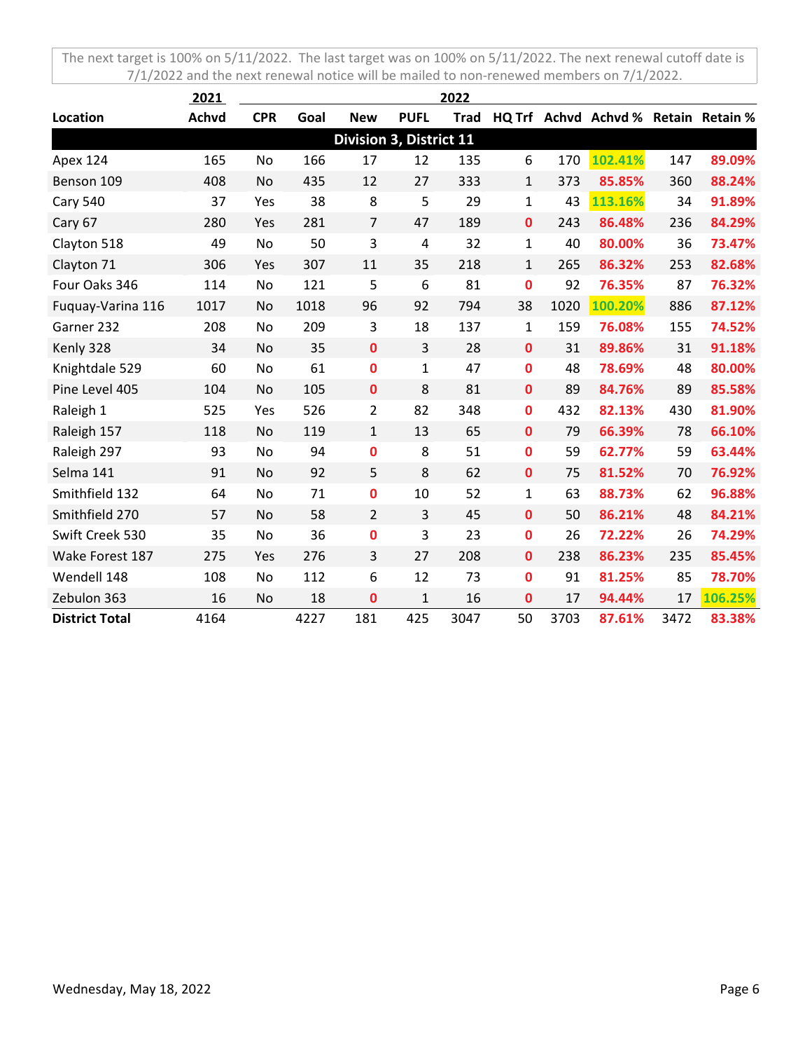The next target is 100% on 5/11/2022. The last target was on 100% on 5/11/2022. The next renewal cutoff date is 7/1/2022 and the next renewal notice will be mailed to non-renewed members on 7/1/2022.

| | 2021 | 2022 | | | | | | | | | |
|---|---|---|---|---|---|---|---|---|---|---|---|
| **Location** | **Achvd** | **CPR** | **Goal** | **New** | **PUFL** | **Trad** | **HQ Trf** | **Achvd** | **Achvd %** | **Retain** | **Retain %** |
| | | | | **Division 3, District 11** | | | | | | | |
| Apex 124 | 165 | No | 166 | 17 | 12 | 135 | 6 | 170 | 102.41% | 147 | 89.09% |
| Benson 109 | 408 | No | 435 | 12 | 27 | 333 | 1 | 373 | 85.85% | 360 | 88.24% |
| Cary 540 | 37 | Yes | 38 | 8 | 5 | 29 | 1 | 43 | 113.16% | 34 | 91.89% |
| Cary 67 | 280 | Yes | 281 | 7 | 47 | 189 | 0 | 243 | 86.48% | 236 | 84.29% |
| Clayton 518 | 49 | No | 50 | 3 | 4 | 32 | 1 | 40 | 80.00% | 36 | 73.47% |
| Clayton 71 | 306 | Yes | 307 | 11 | 35 | 218 | 1 | 265 | 86.32% | 253 | 82.68% |
| Four Oaks 346 | 114 | No | 121 | 5 | 6 | 81 | 0 | 92 | 76.35% | 87 | 76.32% |
| Fuquay-Varina 116 | 1017 | No | 1018 | 96 | 92 | 794 | 38 | 1020 | 100.20% | 886 | 87.12% |
| Garner 232 | 208 | No | 209 | 3 | 18 | 137 | 1 | 159 | 76.08% | 155 | 74.52% |
| Kenly 328 | 34 | No | 35 | 0 | 3 | 28 | 0 | 31 | 89.86% | 31 | 91.18% |
| Knightdale 529 | 60 | No | 61 | 0 | 1 | 47 | 0 | 48 | 78.69% | 48 | 80.00% |
| Pine Level 405 | 104 | No | 105 | 0 | 8 | 81 | 0 | 89 | 84.76% | 89 | 85.58% |
| Raleigh 1 | 525 | Yes | 526 | 2 | 82 | 348 | 0 | 432 | 82.13% | 430 | 81.90% |
| Raleigh 157 | 118 | No | 119 | 1 | 13 | 65 | 0 | 79 | 66.39% | 78 | 66.10% |
| Raleigh 297 | 93 | No | 94 | 0 | 8 | 51 | 0 | 59 | 62.77% | 59 | 63.44% |
| Selma 141 | 91 | No | 92 | 5 | 8 | 62 | 0 | 75 | 81.52% | 70 | 76.92% |
| Smithfield 132 | 64 | No | 71 | 0 | 10 | 52 | 1 | 63 | 88.73% | 62 | 96.88% |
| Smithfield 270 | 57 | No | 58 | 2 | 3 | 45 | 0 | 50 | 86.21% | 48 | 84.21% |
| Swift Creek 530 | 35 | No | 36 | 0 | 3 | 23 | 0 | 26 | 72.22% | 26 | 74.29% |
| Wake Forest 187 | 275 | Yes | 276 | 3 | 27 | 208 | 0 | 238 | 86.23% | 235 | 85.45% |
| Wendell 148 | 108 | No | 112 | 6 | 12 | 73 | 0 | 91 | 81.25% | 85 | 78.70% |
| Zebulon 363 | 16 | No | 18 | 0 | 1 | 16 | 0 | 17 | 94.44% | 17 | 106.25% |
| **District Total** | 4164 | | 4227 | 181 | 425 | 3047 | 50 | 3703 | 87.61% | 3472 | 83.38% |

Wednesday, May 18, 2022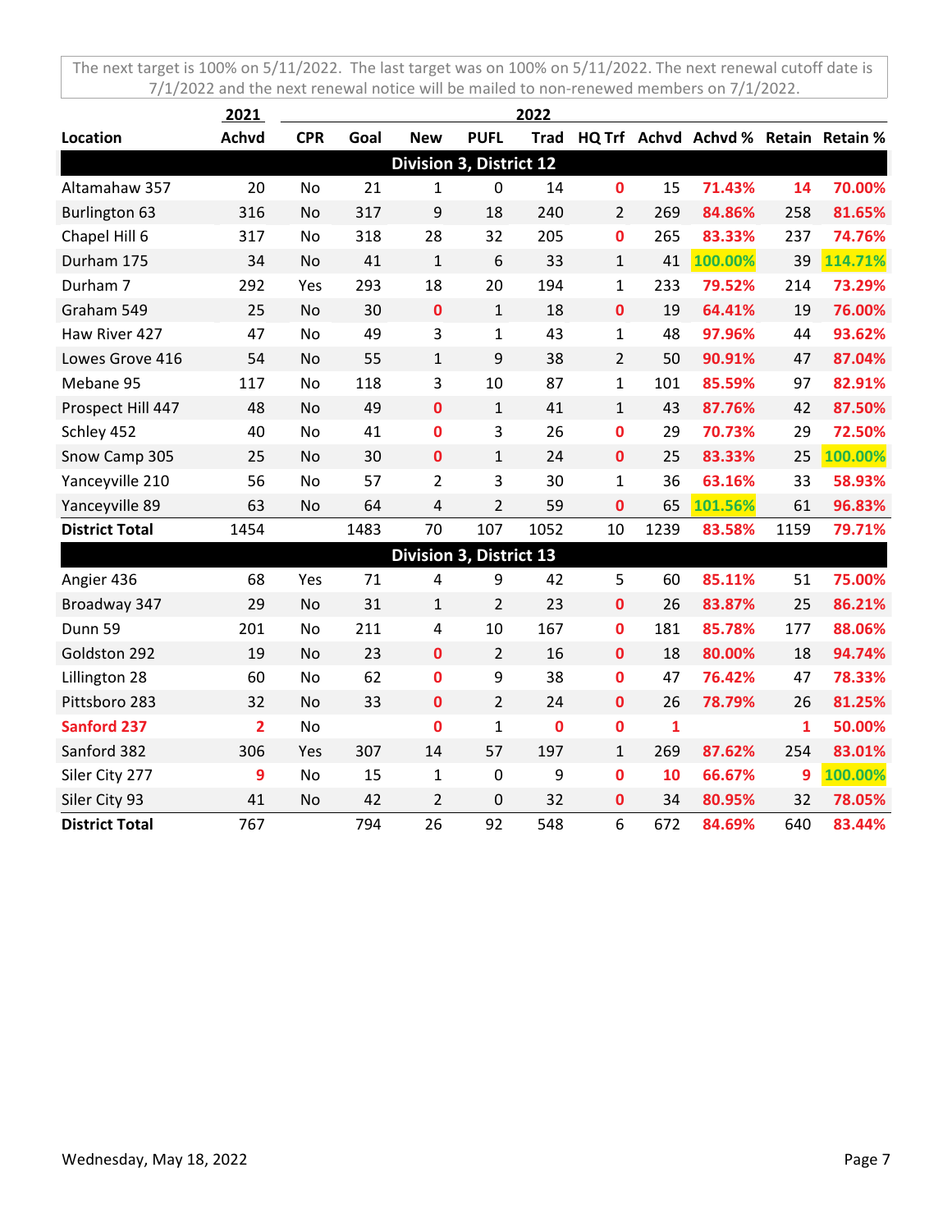The next target is 100% on 5/11/2022. The last target was on 100% on 5/11/2022. The next renewal cutoff date is 7/1/2022 and the next renewal notice will be mailed to non-renewed members on 7/1/2022.

| | 2021 | 2022 | | | | | | | | | |
|---|---|---|---|---|---|---|---|---|---|---|---|
| **Location** | **Achvd** | **CPR** | **Goal** | **New** | **PUFL** | **Trad** | **HQ Trf** | **Achvd** | **Achvd %** | **Retain** | **Retain %** |
| **Division 3, District 12** | | | | | | | | | | | |
| Altamahaw 357 | 20 | No | 21 | 1 | 0 | 14 | 0 | 15 | 71.43% | 14 | 70.00% |
| Burlington 63 | 316 | No | 317 | 9 | 18 | 240 | 2 | 269 | 84.86% | 258 | 81.65% |
| Chapel Hill 6 | 317 | No | 318 | 28 | 32 | 205 | 0 | 265 | 83.33% | 237 | 74.76% |
| Durham 175 | 34 | No | 41 | 1 | 6 | 33 | 1 | 41 | 100.00% | 39 | 114.71% |
| Durham 7 | 292 | Yes | 293 | 18 | 20 | 194 | 1 | 233 | 79.52% | 214 | 73.29% |
| Graham 549 | 25 | No | 30 | 0 | 1 | 18 | 0 | 19 | 64.41% | 19 | 76.00% |
| Haw River 427 | 47 | No | 49 | 3 | 1 | 43 | 1 | 48 | 97.96% | 44 | 93.62% |
| Lowes Grove 416 | 54 | No | 55 | 1 | 9 | 38 | 2 | 50 | 90.91% | 47 | 87.04% |
| Mebane 95 | 117 | No | 118 | 3 | 10 | 87 | 1 | 101 | 85.59% | 97 | 82.91% |
| Prospect Hill 447 | 48 | No | 49 | 0 | 1 | 41 | 1 | 43 | 87.76% | 42 | 87.50% |
| Schley 452 | 40 | No | 41 | 0 | 3 | 26 | 0 | 29 | 70.73% | 29 | 72.50% |
| Snow Camp 305 | 25 | No | 30 | 0 | 1 | 24 | 0 | 25 | 83.33% | 25 | 100.00% |
| Yanceyville 210 | 56 | No | 57 | 2 | 3 | 30 | 1 | 36 | 63.16% | 33 | 58.93% |
| Yanceyville 89 | 63 | No | 64 | 4 | 2 | 59 | 0 | 65 | 101.56% | 61 | 96.83% |
| **District Total** | 1454 | | 1483 | 70 | 107 | 1052 | 10 | 1239 | 83.58% | 1159 | 79.71% |
| **Division 3, District 13** | | | | | | | | | | | |
| Angier 436 | 68 | Yes | 71 | 4 | 9 | 42 | 5 | 60 | 85.11% | 51 | 75.00% |
| Broadway 347 | 29 | No | 31 | 1 | 2 | 23 | 0 | 26 | 83.87% | 25 | 86.21% |
| Dunn 59 | 201 | No | 211 | 4 | 10 | 167 | 0 | 181 | 85.78% | 177 | 88.06% |
| Goldston 292 | 19 | No | 23 | 0 | 2 | 16 | 0 | 18 | 80.00% | 18 | 94.74% |
| Lillington 28 | 60 | No | 62 | 0 | 9 | 38 | 0 | 47 | 76.42% | 47 | 78.33% |
| Pittsboro 283 | 32 | No | 33 | 0 | 2 | 24 | 0 | 26 | 78.79% | 26 | 81.25% |
| Sanford 237 | 2 | No | | 0 | 1 | 0 | 0 | 1 | | 1 | 50.00% |
| Sanford 382 | 306 | Yes | 307 | 14 | 57 | 197 | 1 | 269 | 87.62% | 254 | 83.01% |
| Siler City 277 | 9 | No | 15 | 1 | 0 | 9 | 0 | 10 | 66.67% | 9 | 100.00% |
| Siler City 93 | 41 | No | 42 | 2 | 0 | 32 | 0 | 34 | 80.95% | 32 | 78.05% |
| **District Total** | 767 | | 794 | 26 | 92 | 548 | 6 | 672 | 84.69% | 640 | 83.44% |

Wednesday, May 18, 2022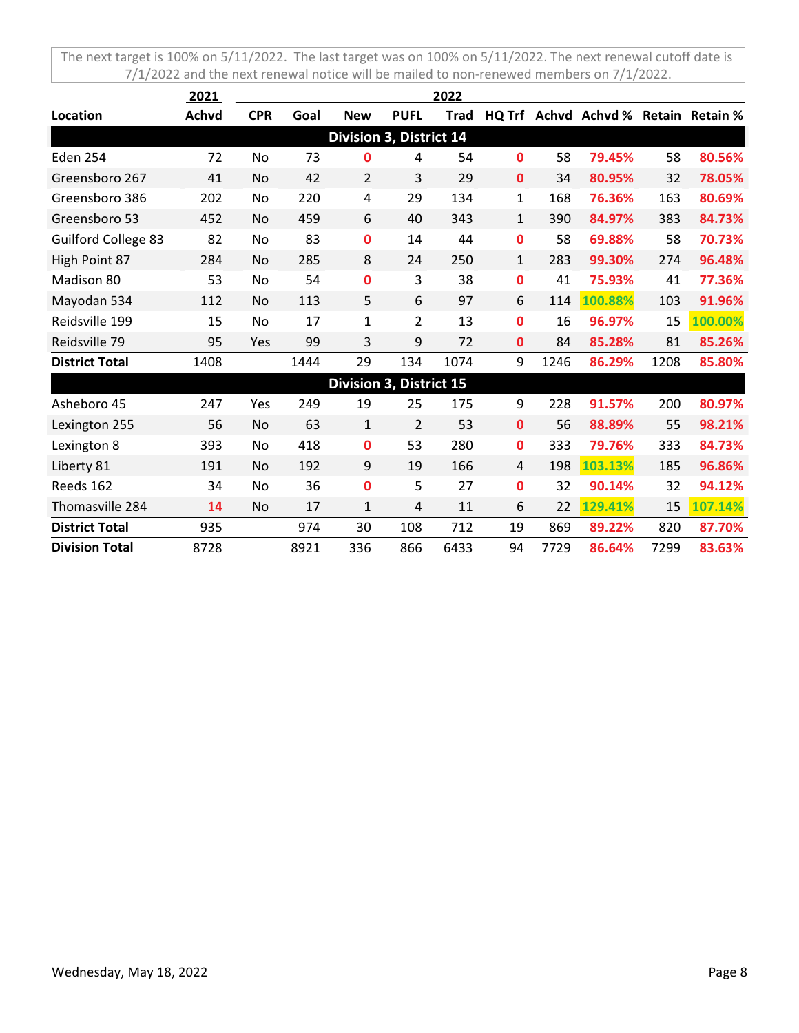The next target is 100% on 5/11/2022. The last target was on 100% on 5/11/2022. The next renewal cutoff date is 7/1/2022 and the next renewal notice will be mailed to non-renewed members on 7/1/2022.

| | 2021 | 2022 | | | | | | | | | |
|---|---|---|---|---|---|---|---|---|---|---|---|
| **Location** | **Achvd** | **CPR** | **Goal** | **New** | **PUFL** | **Trad** | **HQ Trf** | **Achvd** | **Achvd %** | **Retain** | **Retain %** |
| **Division 3, District 14** | | | | | | | | | | | |
| Eden 254 | 72 | No | 73 | 0 | 4 | 54 | 0 | 58 | 79.45% | 58 | 80.56% |
| Greensboro 267 | 41 | No | 42 | 2 | 3 | 29 | 0 | 34 | 80.95% | 32 | 78.05% |
| Greensboro 386 | 202 | No | 220 | 4 | 29 | 134 | 1 | 168 | 76.36% | 163 | 80.69% |
| Greensboro 53 | 452 | No | 459 | 6 | 40 | 343 | 1 | 390 | 84.97% | 383 | 84.73% |
| Guilford College 83 | 82 | No | 83 | 0 | 14 | 44 | 0 | 58 | 69.88% | 58 | 70.73% |
| High Point 87 | 284 | No | 285 | 8 | 24 | 250 | 1 | 283 | 99.30% | 274 | 96.48% |
| Madison 80 | 53 | No | 54 | 0 | 3 | 38 | 0 | 41 | 75.93% | 41 | 77.36% |
| Mayodan 534 | 112 | No | 113 | 5 | 6 | 97 | 6 | 114 | 100.88% | 103 | 91.96% |
| Reidsville 199 | 15 | No | 17 | 1 | 2 | 13 | 0 | 16 | 96.97% | 15 | 100.00% |
| Reidsville 79 | 95 | Yes | 99 | 3 | 9 | 72 | 0 | 84 | 85.28% | 81 | 85.26% |
| **District Total** | 1408 | | 1444 | 29 | 134 | 1074 | 9 | 1246 | 86.29% | 1208 | 85.80% |
| **Division 3, District 15** | | | | | | | | | | | |
| Asheboro 45 | 247 | Yes | 249 | 19 | 25 | 175 | 9 | 228 | 91.57% | 200 | 80.97% |
| Lexington 255 | 56 | No | 63 | 1 | 2 | 53 | 0 | 56 | 88.89% | 55 | 98.21% |
| Lexington 8 | 393 | No | 418 | 0 | 53 | 280 | 0 | 333 | 79.76% | 333 | 84.73% |
| Liberty 81 | 191 | No | 192 | 9 | 19 | 166 | 4 | 198 | 103.13% | 185 | 96.86% |
| Reeds 162 | 34 | No | 36 | 0 | 5 | 27 | 0 | 32 | 90.14% | 32 | 94.12% |
| Thomasville 284 | 14 | No | 17 | 1 | 4 | 11 | 6 | 22 | 129.41% | 15 | 107.14% |
| **District Total** | 935 | | 974 | 30 | 108 | 712 | 19 | 869 | 89.22% | 820 | 87.70% |
| **Division Total** | 8728 | | 8921 | 336 | 866 | 6433 | 94 | 7729 | 86.64% | 7299 | 83.63% |

Wednesday, May 18, 2022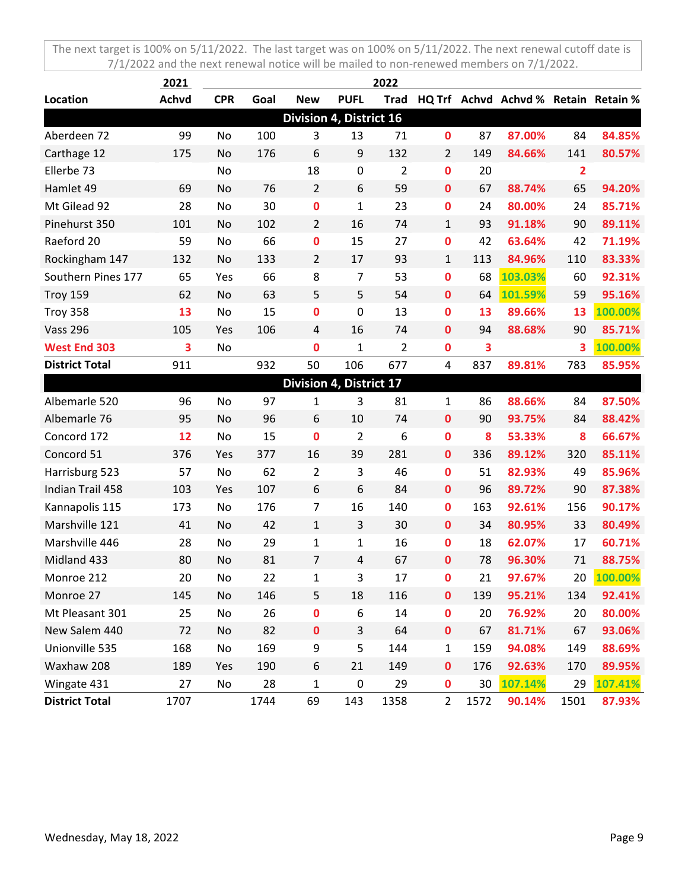The next target is 100% on 5/11/2022. The last target was on 100% on 5/11/2022. The next renewal cutoff date is 7/1/2022 and the next renewal notice will be mailed to non-renewed members on 7/1/2022.

| | 2021 | 2022 | | | | | | | | | |
|---|---|---|---|---|---|---|---|---|---|---|---|
| Location | Achvd | CPR | Goal | New | PUFL | Trad | HQ Trf | Achvd | Achvd % | Retain | Retain % |
| **Division 4, District 16** | | | | | | | | | | | |
| Aberdeen 72 | 99 | No | 100 | 3 | 13 | 71 | 0 | 87 | 87.00% | 84 | 84.85% |
| Carthage 12 | 175 | No | 176 | 6 | 9 | 132 | 2 | 149 | 84.66% | 141 | 80.57% |
| Ellerbe 73 | | No | | 18 | 0 | 2 | 0 | 20 | | 2 | |
| Hamlet 49 | 69 | No | 76 | 2 | 6 | 59 | 0 | 67 | 88.74% | 65 | 94.20% |
| Mt Gilead 92 | 28 | No | 30 | 0 | 1 | 23 | 0 | 24 | 80.00% | 24 | 85.71% |
| Pinehurst 350 | 101 | No | 102 | 2 | 16 | 74 | 1 | 93 | 91.18% | 90 | 89.11% |
| Raeford 20 | 59 | No | 66 | 0 | 15 | 27 | 0 | 42 | 63.64% | 42 | 71.19% |
| Rockingham 147 | 132 | No | 133 | 2 | 17 | 93 | 1 | 113 | 84.96% | 110 | 83.33% |
| Southern Pines 177 | 65 | Yes | 66 | 8 | 7 | 53 | 0 | 68 | 103.03% | 60 | 92.31% |
| Troy 159 | 62 | No | 63 | 5 | 5 | 54 | 0 | 64 | 101.59% | 59 | 95.16% |
| Troy 358 | 13 | No | 15 | 0 | 0 | 13 | 0 | 13 | 89.66% | 13 | 100.00% |
| Vass 296 | 105 | Yes | 106 | 4 | 16 | 74 | 0 | 94 | 88.68% | 90 | 85.71% |
| West End 303 | 3 | No | | 0 | 1 | 2 | 0 | 3 | | 3 | 100.00% |
| **District Total** | 911 | | 932 | 50 | 106 | 677 | 4 | 837 | 89.81% | 783 | 85.95% |
| **Division 4, District 17** | | | | | | | | | | | |
| Albemarle 520 | 96 | No | 97 | 1 | 3 | 81 | 1 | 86 | 88.66% | 84 | 87.50% |
| Albemarle 76 | 95 | No | 96 | 6 | 10 | 74 | 0 | 90 | 93.75% | 84 | 88.42% |
| Concord 172 | 12 | No | 15 | 0 | 2 | 6 | 0 | 8 | 53.33% | 8 | 66.67% |
| Concord 51 | 376 | Yes | 377 | 16 | 39 | 281 | 0 | 336 | 89.12% | 320 | 85.11% |
| Harrisburg 523 | 57 | No | 62 | 2 | 3 | 46 | 0 | 51 | 82.93% | 49 | 85.96% |
| Indian Trail 458 | 103 | Yes | 107 | 6 | 6 | 84 | 0 | 96 | 89.72% | 90 | 87.38% |
| Kannapolis 115 | 173 | No | 176 | 7 | 16 | 140 | 0 | 163 | 92.61% | 156 | 90.17% |
| Marshville 121 | 41 | No | 42 | 1 | 3 | 30 | 0 | 34 | 80.95% | 33 | 80.49% |
| Marshville 446 | 28 | No | 29 | 1 | 1 | 16 | 0 | 18 | 62.07% | 17 | 60.71% |
| Midland 433 | 80 | No | 81 | 7 | 4 | 67 | 0 | 78 | 96.30% | 71 | 88.75% |
| Monroe 212 | 20 | No | 22 | 1 | 3 | 17 | 0 | 21 | 97.67% | 20 | 100.00% |
| Monroe 27 | 145 | No | 146 | 5 | 18 | 116 | 0 | 139 | 95.21% | 134 | 92.41% |
| Mt Pleasant 301 | 25 | No | 26 | 0 | 6 | 14 | 0 | 20 | 76.92% | 20 | 80.00% |
| New Salem 440 | 72 | No | 82 | 0 | 3 | 64 | 0 | 67 | 81.71% | 67 | 93.06% |
| Unionville 535 | 168 | No | 169 | 9 | 5 | 144 | 1 | 159 | 94.08% | 149 | 88.69% |
| Waxhaw 208 | 189 | Yes | 190 | 6 | 21 | 149 | 0 | 176 | 92.63% | 170 | 89.95% |
| Wingate 431 | 27 | No | 28 | 1 | 0 | 29 | 0 | 30 | 107.14% | 29 | 107.41% |
| **District Total** | 1707 | | 1744 | 69 | 143 | 1358 | 2 | 1572 | 90.14% | 1501 | 87.93% |

Wednesday, May 18, 2022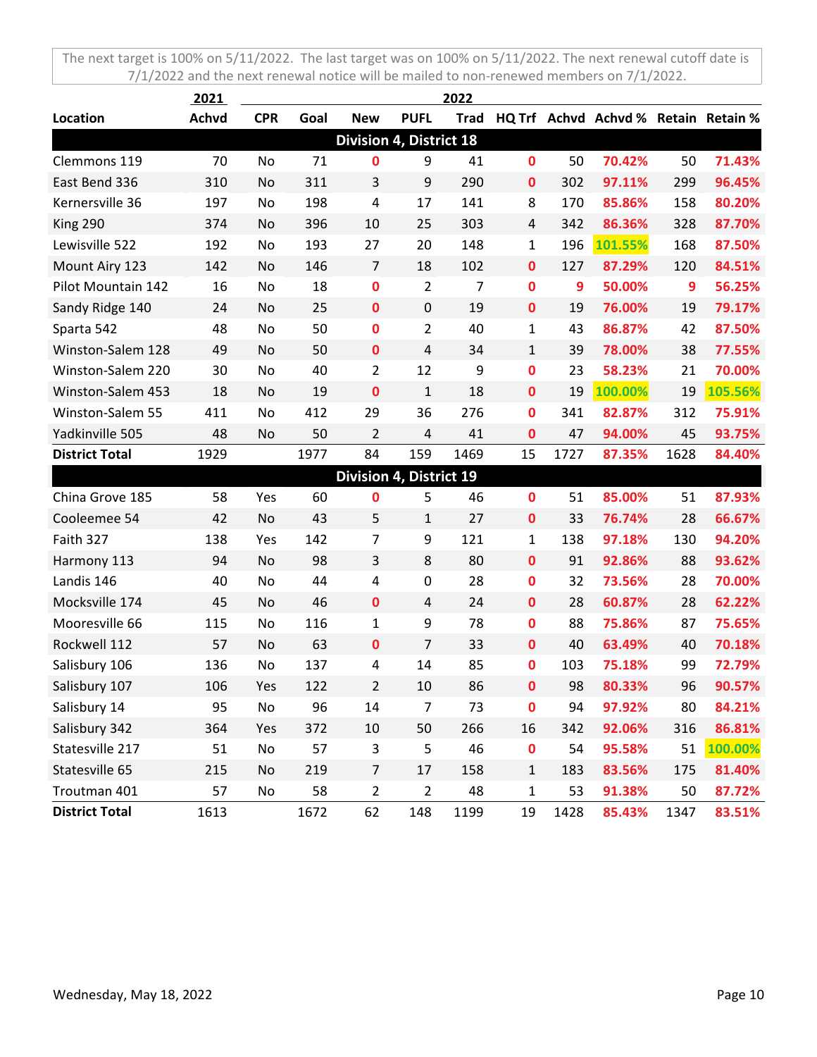The next target is 100% on 5/11/2022. The last target was on 100% on 5/11/2022. The next renewal cutoff date is 7/1/2022 and the next renewal notice will be mailed to non-renewed members on 7/1/2022.

| | 2021 | 2022 | | | | | | | | | |
|---|---|---|---|---|---|---|---|---|---|---|---|
| **Location** | **Achvd** | **CPR** | **Goal** | **New** | **PUFL** | **Trad** | **HQ Trf** | **Achvd** | **Achvd %** | **Retain** | **Retain %** |
| **Division 4, District 18** | | | | | | | | | | | |
| Clemmons 119 | 70 | No | 71 | 0 | 9 | 41 | 0 | 50 | 70.42% | 50 | 71.43% |
| East Bend 336 | 310 | No | 311 | 3 | 9 | 290 | 0 | 302 | 97.11% | 299 | 96.45% |
| Kernersville 36 | 197 | No | 198 | 4 | 17 | 141 | 8 | 170 | 85.86% | 158 | 80.20% |
| King 290 | 374 | No | 396 | 10 | 25 | 303 | 4 | 342 | 86.36% | 328 | 87.70% |
| Lewisville 522 | 192 | No | 193 | 27 | 20 | 148 | 1 | 196 | 101.55% | 168 | 87.50% |
| Mount Airy 123 | 142 | No | 146 | 7 | 18 | 102 | 0 | 127 | 87.29% | 120 | 84.51% |
| Pilot Mountain 142 | 16 | No | 18 | 0 | 2 | 7 | 0 | 9 | 50.00% | 9 | 56.25% |
| Sandy Ridge 140 | 24 | No | 25 | 0 | 0 | 19 | 0 | 19 | 76.00% | 19 | 79.17% |
| Sparta 542 | 48 | No | 50 | 0 | 2 | 40 | 1 | 43 | 86.87% | 42 | 87.50% |
| Winston-Salem 128 | 49 | No | 50 | 0 | 4 | 34 | 1 | 39 | 78.00% | 38 | 77.55% |
| Winston-Salem 220 | 30 | No | 40 | 2 | 12 | 9 | 0 | 23 | 58.23% | 21 | 70.00% |
| Winston-Salem 453 | 18 | No | 19 | 0 | 1 | 18 | 0 | 19 | 100.00% | 19 | 105.56% |
| Winston-Salem 55 | 411 | No | 412 | 29 | 36 | 276 | 0 | 341 | 82.87% | 312 | 75.91% |
| Yadkinville 505 | 48 | No | 50 | 2 | 4 | 41 | 0 | 47 | 94.00% | 45 | 93.75% |
| **District Total** | 1929 | | 1977 | 84 | 159 | 1469 | 15 | 1727 | 87.35% | 1628 | 84.40% |
| **Division 4, District 19** | | | | | | | | | | | |
| China Grove 185 | 58 | Yes | 60 | 0 | 5 | 46 | 0 | 51 | 85.00% | 51 | 87.93% |
| Cooleemee 54 | 42 | No | 43 | 5 | 1 | 27 | 0 | 33 | 76.74% | 28 | 66.67% |
| Faith 327 | 138 | Yes | 142 | 7 | 9 | 121 | 1 | 138 | 97.18% | 130 | 94.20% |
| Harmony 113 | 94 | No | 98 | 3 | 8 | 80 | 0 | 91 | 92.86% | 88 | 93.62% |
| Landis 146 | 40 | No | 44 | 4 | 0 | 28 | 0 | 32 | 73.56% | 28 | 70.00% |
| Mocksville 174 | 45 | No | 46 | 0 | 4 | 24 | 0 | 28 | 60.87% | 28 | 62.22% |
| Mooresville 66 | 115 | No | 116 | 1 | 9 | 78 | 0 | 88 | 75.86% | 87 | 75.65% |
| Rockwell 112 | 57 | No | 63 | 0 | 7 | 33 | 0 | 40 | 63.49% | 40 | 70.18% |
| Salisbury 106 | 136 | No | 137 | 4 | 14 | 85 | 0 | 103 | 75.18% | 99 | 72.79% |
| Salisbury 107 | 106 | Yes | 122 | 2 | 10 | 86 | 0 | 98 | 80.33% | 96 | 90.57% |
| Salisbury 14 | 95 | No | 96 | 14 | 7 | 73 | 0 | 94 | 97.92% | 80 | 84.21% |
| Salisbury 342 | 364 | Yes | 372 | 10 | 50 | 266 | 16 | 342 | 92.06% | 316 | 86.81% |
| Statesville 217 | 51 | No | 57 | 3 | 5 | 46 | 0 | 54 | 95.58% | 51 | 100.00% |
| Statesville 65 | 215 | No | 219 | 7 | 17 | 158 | 1 | 183 | 83.56% | 175 | 81.40% |
| Troutman 401 | 57 | No | 58 | 2 | 2 | 48 | 1 | 53 | 91.38% | 50 | 87.72% |
| **District Total** | 1613 | | 1672 | 62 | 148 | 1199 | 19 | 1428 | 85.43% | 1347 | 83.51% |

Wednesday, May 18, 2022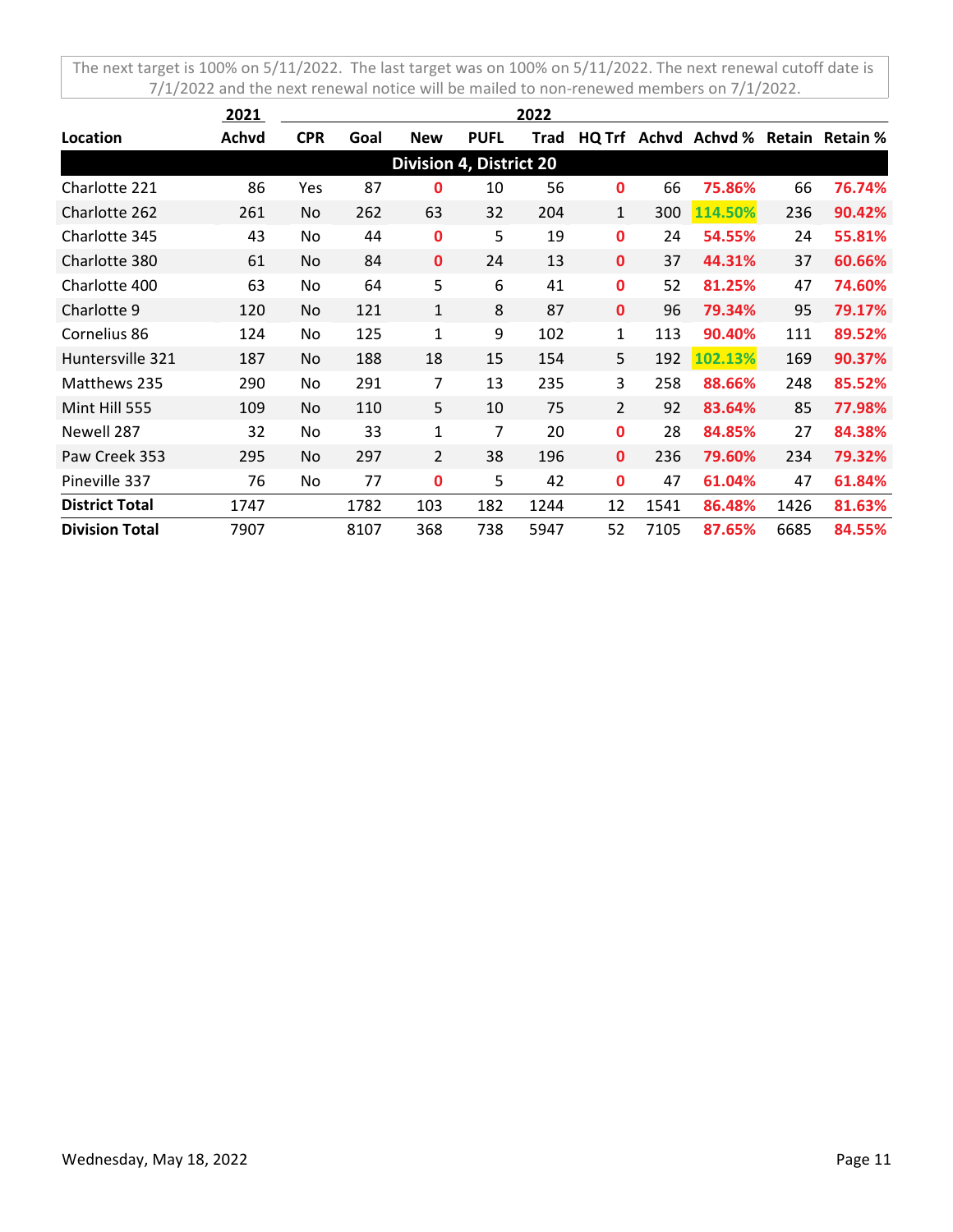The next target is 100% on 5/11/2022. The last target was on 100% on 5/11/2022. The next renewal cutoff date is 7/1/2022 and the next renewal notice will be mailed to non-renewed members on 7/1/2022.

| | 2021 | 2022 | | | | | | | | | |
|---|---|---|---|---|---|---|---|---|---|---|---|
| **Location** | **Achvd** | **CPR** | **Goal** | **New** | **PUFL** | **Trad** | **HQ Trf** | **Achvd** | **Achvd %** | **Retain** | **Retain %** |
| **Division 4, District 20** | | | | | | | | | | | |
| Charlotte 221 | 86 | Yes | 87 | 0 | 10 | 56 | 0 | 66 | 75.86% | 66 | 76.74% |
| Charlotte 262 | 261 | No | 262 | 63 | 32 | 204 | 1 | 300 | 114.50% | 236 | 90.42% |
| Charlotte 345 | 43 | No | 44 | 0 | 5 | 19 | 0 | 24 | 54.55% | 24 | 55.81% |
| Charlotte 380 | 61 | No | 84 | 0 | 24 | 13 | 0 | 37 | 44.31% | 37 | 60.66% |
| Charlotte 400 | 63 | No | 64 | 5 | 6 | 41 | 0 | 52 | 81.25% | 47 | 74.60% |
| Charlotte 9 | 120 | No | 121 | 1 | 8 | 87 | 0 | 96 | 79.34% | 95 | 79.17% |
| Cornelius 86 | 124 | No | 125 | 1 | 9 | 102 | 1 | 113 | 90.40% | 111 | 89.52% |
| Huntersville 321 | 187 | No | 188 | 18 | 15 | 154 | 5 | 192 | 102.13% | 169 | 90.37% |
| Matthews 235 | 290 | No | 291 | 7 | 13 | 235 | 3 | 258 | 88.66% | 248 | 85.52% |
| Mint Hill 555 | 109 | No | 110 | 5 | 10 | 75 | 2 | 92 | 83.64% | 85 | 77.98% |
| Newell 287 | 32 | No | 33 | 1 | 7 | 20 | 0 | 28 | 84.85% | 27 | 84.38% |
| Paw Creek 353 | 295 | No | 297 | 2 | 38 | 196 | 0 | 236 | 79.60% | 234 | 79.32% |
| Pineville 337 | 76 | No | 77 | 0 | 5 | 42 | 0 | 47 | 61.04% | 47 | 61.84% |
| **District Total** | 1747 | | 1782 | 103 | 182 | 1244 | 12 | 1541 | 86.48% | 1426 | 81.63% |
| **Division Total** | 7907 | | 8107 | 368 | 738 | 5947 | 52 | 7105 | 87.65% | 6685 | 84.55% |

Wednesday, May 18, 2022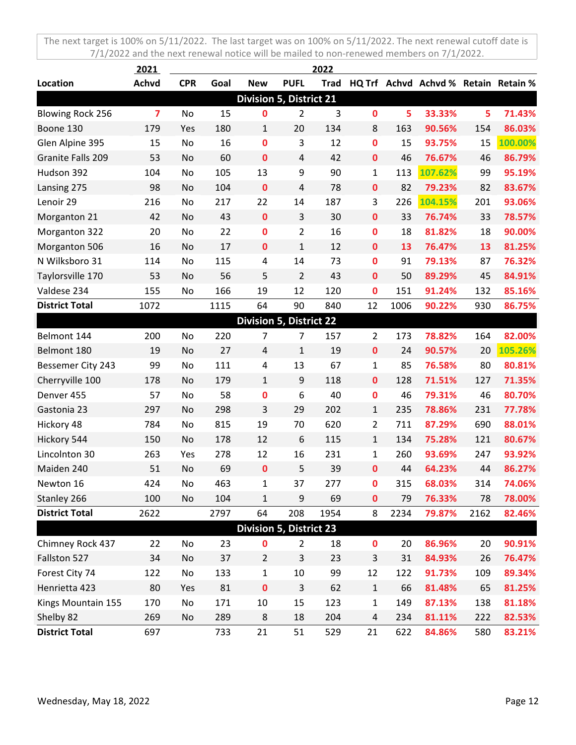The next target is 100% on 5/11/2022. The last target was on 100% on 5/11/2022. The next renewal cutoff date is 7/1/2022 and the next renewal notice will be mailed to non-renewed members on 7/1/2022.

| | 2021 | 2022 | | | | | | | | | |
|---|---|---|---|---|---|---|---|---|---|---|---|
| **Location** | **Achvd** | **CPR** | **Goal** | **New** | **PUFL** | **Trad** | **HQ Trf** | **Achvd** | **Achvd %** | **Retain** | **Retain %** |
| **Division 5, District 21** | | | | | | | | | | | |
| Blowing Rock 256 | 7 | No | 15 | 0 | 2 | 3 | 0 | 5 | 33.33% | 5 | 71.43% |
| Boone 130 | 179 | Yes | 180 | 1 | 20 | 134 | 8 | 163 | 90.56% | 154 | 86.03% |
| Glen Alpine 395 | 15 | No | 16 | 0 | 3 | 12 | 0 | 15 | 93.75% | 15 | 100.00% |
| Granite Falls 209 | 53 | No | 60 | 0 | 4 | 42 | 0 | 46 | 76.67% | 46 | 86.79% |
| Hudson 392 | 104 | No | 105 | 13 | 9 | 90 | 1 | 113 | 107.62% | 99 | 95.19% |
| Lansing 275 | 98 | No | 104 | 0 | 4 | 78 | 0 | 82 | 79.23% | 82 | 83.67% |
| Lenoir 29 | 216 | No | 217 | 22 | 14 | 187 | 3 | 226 | 104.15% | 201 | 93.06% |
| Morganton 21 | 42 | No | 43 | 0 | 3 | 30 | 0 | 33 | 76.74% | 33 | 78.57% |
| Morganton 322 | 20 | No | 22 | 0 | 2 | 16 | 0 | 18 | 81.82% | 18 | 90.00% |
| Morganton 506 | 16 | No | 17 | 0 | 1 | 12 | 0 | 13 | 76.47% | 13 | 81.25% |
| N Wilksboro 31 | 114 | No | 115 | 4 | 14 | 73 | 0 | 91 | 79.13% | 87 | 76.32% |
| Taylorsville 170 | 53 | No | 56 | 5 | 2 | 43 | 0 | 50 | 89.29% | 45 | 84.91% |
| Valdese 234 | 155 | No | 166 | 19 | 12 | 120 | 0 | 151 | 91.24% | 132 | 85.16% |
| **District Total** | 1072 | | 1115 | 64 | 90 | 840 | 12 | 1006 | 90.22% | 930 | 86.75% |
| **Division 5, District 22** | | | | | | | | | | | |
| Belmont 144 | 200 | No | 220 | 7 | 7 | 157 | 2 | 173 | 78.82% | 164 | 82.00% |
| Belmont 180 | 19 | No | 27 | 4 | 1 | 19 | 0 | 24 | 90.57% | 20 | 105.26% |
| Bessemer City 243 | 99 | No | 111 | 4 | 13 | 67 | 1 | 85 | 76.58% | 80 | 80.81% |
| Cherryville 100 | 178 | No | 179 | 1 | 9 | 118 | 0 | 128 | 71.51% | 127 | 71.35% |
| Denver 455 | 57 | No | 58 | 0 | 6 | 40 | 0 | 46 | 79.31% | 46 | 80.70% |
| Gastonia 23 | 297 | No | 298 | 3 | 29 | 202 | 1 | 235 | 78.86% | 231 | 77.78% |
| Hickory 48 | 784 | No | 815 | 19 | 70 | 620 | 2 | 711 | 87.29% | 690 | 88.01% |
| Hickory 544 | 150 | No | 178 | 12 | 6 | 115 | 1 | 134 | 75.28% | 121 | 80.67% |
| Lincolnton 30 | 263 | Yes | 278 | 12 | 16 | 231 | 1 | 260 | 93.69% | 247 | 93.92% |
| Maiden 240 | 51 | No | 69 | 0 | 5 | 39 | 0 | 44 | 64.23% | 44 | 86.27% |
| Newton 16 | 424 | No | 463 | 1 | 37 | 277 | 0 | 315 | 68.03% | 314 | 74.06% |
| Stanley 266 | 100 | No | 104 | 1 | 9 | 69 | 0 | 79 | 76.33% | 78 | 78.00% |
| **District Total** | 2622 | | 2797 | 64 | 208 | 1954 | 8 | 2234 | 79.87% | 2162 | 82.46% |
| **Division 5, District 23** | | | | | | | | | | | |
| Chimney Rock 437 | 22 | No | 23 | 0 | 2 | 18 | 0 | 20 | 86.96% | 20 | 90.91% |
| Fallston 527 | 34 | No | 37 | 2 | 3 | 23 | 3 | 31 | 84.93% | 26 | 76.47% |
| Forest City 74 | 122 | No | 133 | 1 | 10 | 99 | 12 | 122 | 91.73% | 109 | 89.34% |
| Henrietta 423 | 80 | Yes | 81 | 0 | 3 | 62 | 1 | 66 | 81.48% | 65 | 81.25% |
| Kings Mountain 155 | 170 | No | 171 | 10 | 15 | 123 | 1 | 149 | 87.13% | 138 | 81.18% |
| Shelby 82 | 269 | No | 289 | 8 | 18 | 204 | 4 | 234 | 81.11% | 222 | 82.53% |
| **District Total** | 697 | | 733 | 21 | 51 | 529 | 21 | 622 | 84.86% | 580 | 83.21% |

Wednesday, May 18, 2022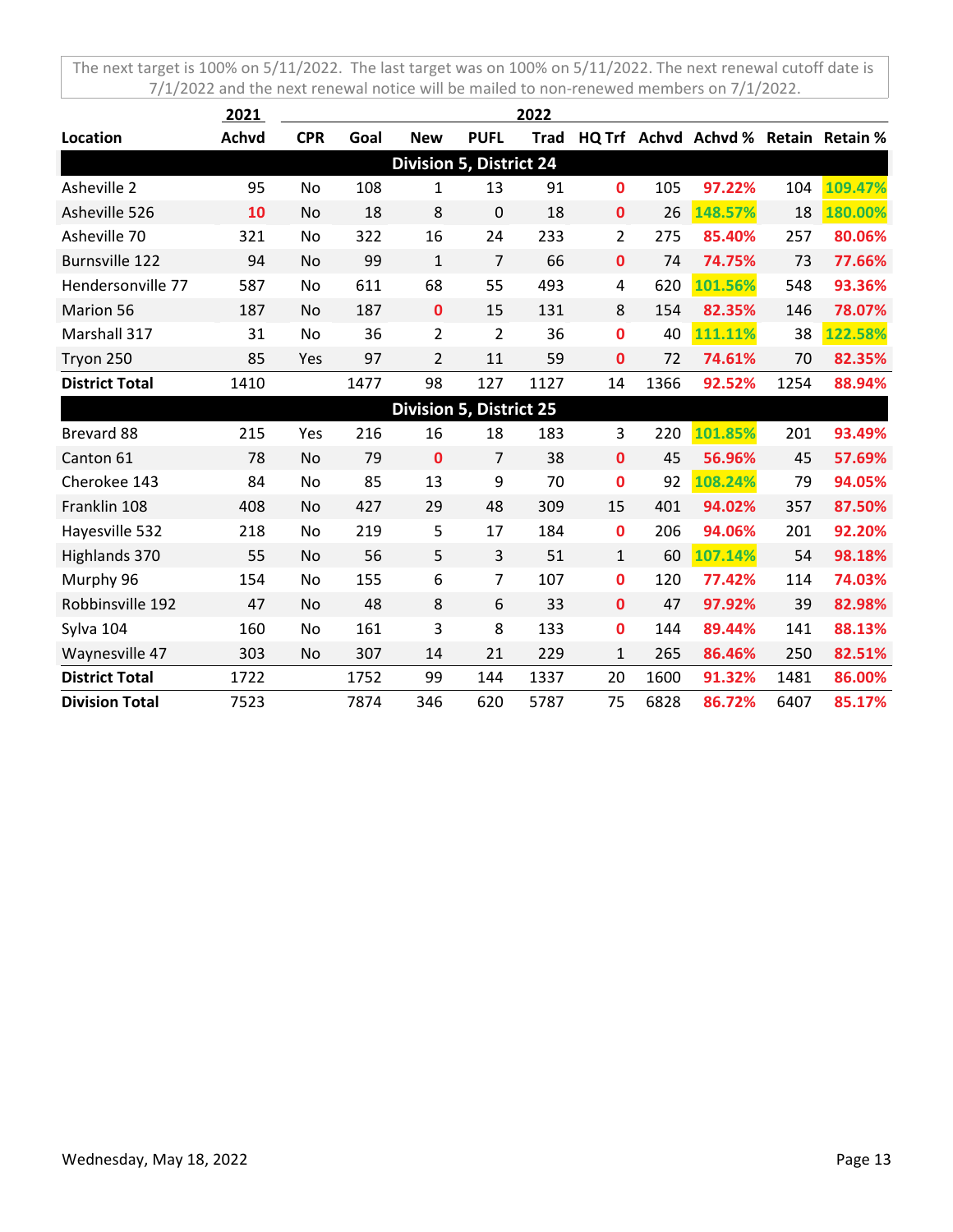The next target is 100% on 5/11/2022. The last target was on 100% on 5/11/2022. The next renewal cutoff date is 7/1/2022 and the next renewal notice will be mailed to non-renewed members on 7/1/2022.

| | 2021 | 2022 | | | | | | | | | |
|---|---|---|---|---|---|---|---|---|---|---|---|
| **Location** | **Achvd** | **CPR** | **Goal** | **New** | **PUFL** | **Trad** | **HQ Trf** | **Achvd** | **Achvd %** | **Retain** | **Retain %** |
| **Division 5, District 24** | | | | | | | | | | | |
| Asheville 2 | 95 | No | 108 | 1 | 13 | 91 | 0 | 105 | 97.22% | 104 | 109.47% |
| Asheville 526 | 10 | No | 18 | 8 | 0 | 18 | 0 | 26 | 148.57% | 18 | 180.00% |
| Asheville 70 | 321 | No | 322 | 16 | 24 | 233 | 2 | 275 | 85.40% | 257 | 80.06% |
| Burnsville 122 | 94 | No | 99 | 1 | 7 | 66 | 0 | 74 | 74.75% | 73 | 77.66% |
| Hendersonville 77 | 587 | No | 611 | 68 | 55 | 493 | 4 | 620 | 101.56% | 548 | 93.36% |
| Marion 56 | 187 | No | 187 | 0 | 15 | 131 | 8 | 154 | 82.35% | 146 | 78.07% |
| Marshall 317 | 31 | No | 36 | 2 | 2 | 36 | 0 | 40 | 111.11% | 38 | 122.58% |
| Tryon 250 | 85 | Yes | 97 | 2 | 11 | 59 | 0 | 72 | 74.61% | 70 | 82.35% |
| **District Total** | 1410 | | 1477 | 98 | 127 | 1127 | 14 | 1366 | 92.52% | 1254 | 88.94% |
| **Division 5, District 25** | | | | | | | | | | | |
| Brevard 88 | 215 | Yes | 216 | 16 | 18 | 183 | 3 | 220 | 101.85% | 201 | 93.49% |
| Canton 61 | 78 | No | 79 | 0 | 7 | 38 | 0 | 45 | 56.96% | 45 | 57.69% |
| Cherokee 143 | 84 | No | 85 | 13 | 9 | 70 | 0 | 92 | 108.24% | 79 | 94.05% |
| Franklin 108 | 408 | No | 427 | 29 | 48 | 309 | 15 | 401 | 94.02% | 357 | 87.50% |
| Hayesville 532 | 218 | No | 219 | 5 | 17 | 184 | 0 | 206 | 94.06% | 201 | 92.20% |
| Highlands 370 | 55 | No | 56 | 5 | 3 | 51 | 1 | 60 | 107.14% | 54 | 98.18% |
| Murphy 96 | 154 | No | 155 | 6 | 7 | 107 | 0 | 120 | 77.42% | 114 | 74.03% |
| Robbinsville 192 | 47 | No | 48 | 8 | 6 | 33 | 0 | 47 | 97.92% | 39 | 82.98% |
| Sylva 104 | 160 | No | 161 | 3 | 8 | 133 | 0 | 144 | 89.44% | 141 | 88.13% |
| Waynesville 47 | 303 | No | 307 | 14 | 21 | 229 | 1 | 265 | 86.46% | 250 | 82.51% |
| **District Total** | 1722 | | 1752 | 99 | 144 | 1337 | 20 | 1600 | 91.32% | 1481 | 86.00% |
| **Division Total** | 7523 | | 7874 | 346 | 620 | 5787 | 75 | 6828 | 86.72% | 6407 | 85.17% |

Wednesday, May 18, 2022